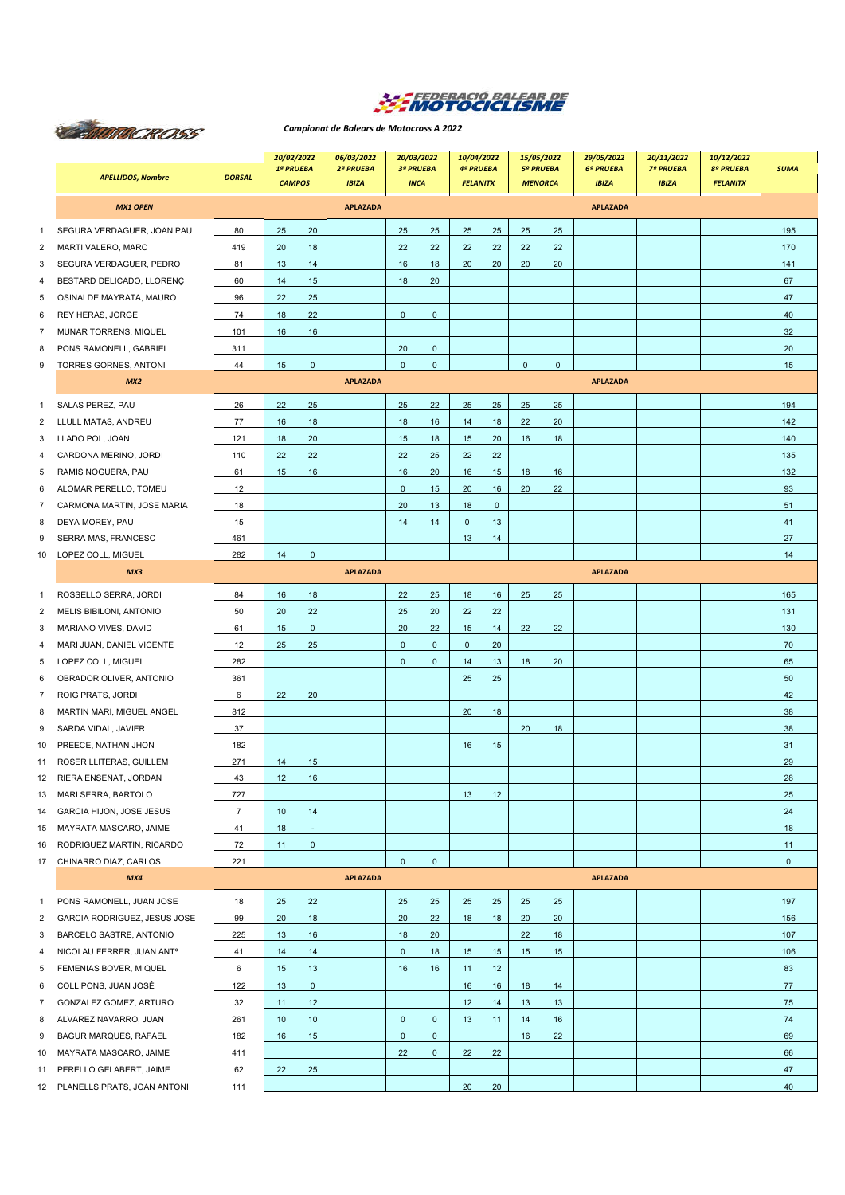# Campionat de Balears de Motocross A 2022

| | APELLIDOS, Nombre | DORSAL | 20/02/2022 1ª PRUEBA CAMPOS | | 06/03/2022 2ª PRUEBA IBIZA | 20/03/2022 3ª PRUEBA INCA | | 10/04/2022 4ª PRUEBA FELANITX | | 15/05/2022 5ª PRUEBA MENORCA | | 29/05/2022 6ª PRUEBA IBIZA | 20/11/2022 7ª PRUEBA IBIZA | 10/12/2022 8ª PRUEBA FELANITX | SUMA |
|---|---|---|---|---|---|---|---|---|---|---|---|---|---|---|---|
| | ***MX1 OPEN*** | | | | **APLAZADA** | | | | | | | **APLAZADA** | | | |
| 1 | SEGURA VERDAGUER, JOAN PAU | 80 | 25 | 20 | | 25 | 25 | 25 | 25 | 25 | 25 | | | | 195 |
| 2 | MARTI VALERO, MARC | 419 | 20 | 18 | | 22 | 22 | 22 | 22 | 22 | 22 | | | | 170 |
| 3 | SEGURA VERDAGUER, PEDRO | 81 | 13 | 14 | | 16 | 18 | 20 | 20 | 20 | 20 | | | | 141 |
| 4 | BESTARD DELICADO, LLORENÇ | 60 | 14 | 15 | | 18 | 20 | | | | | | | | 67 |
| 5 | OSINALDE MAYRATA, MAURO | 96 | 22 | 25 | | | | | | | | | | | 47 |
| 6 | REY HERAS, JORGE | 74 | 18 | 22 | | 0 | 0 | | | | | | | | 40 |
| 7 | MUNAR TORRENS, MIQUEL | 101 | 16 | 16 | | | | | | | | | | | 32 |
| 8 | PONS RAMONELL, GABRIEL | 311 | | | | 20 | 0 | | | | | | | | 20 |
| 9 | TORRES GORNES, ANTONI | 44 | 15 | 0 | | 0 | 0 | | | 0 | 0 | | | | 15 |
| | ***MX2*** | | | | **APLAZADA** | | | | | | | **APLAZADA** | | | |
| 1 | SALAS PEREZ, PAU | 26 | 22 | 25 | | 25 | 22 | 25 | 25 | 25 | 25 | | | | 194 |
| 2 | LLULL MATAS, ANDREU | 77 | 16 | 18 | | 18 | 16 | 14 | 18 | 22 | 20 | | | | 142 |
| 3 | LLADO POL, JOAN | 121 | 18 | 20 | | 15 | 18 | 15 | 20 | 16 | 18 | | | | 140 |
| 4 | CARDONA MERINO, JORDI | 110 | 22 | 22 | | 22 | 25 | 22 | 22 | | | | | | 135 |
| 5 | RAMIS NOGUERA, PAU | 61 | 15 | 16 | | 16 | 20 | 16 | 15 | 18 | 16 | | | | 132 |
| 6 | ALOMAR PERELLO, TOMEU | 12 | | | | 0 | 15 | 20 | 16 | 20 | 22 | | | | 93 |
| 7 | CARMONA MARTIN, JOSE MARIA | 18 | | | | 20 | 13 | 18 | 0 | | | | | | 51 |
| 8 | DEYA MOREY, PAU | 15 | | | | 14 | 14 | 0 | 13 | | | | | | 41 |
| 9 | SERRA MAS, FRANCESC | 461 | | | | | | 13 | 14 | | | | | | 27 |
| 10 | LOPEZ COLL, MIGUEL | 282 | 14 | 0 | | | | | | | | | | | 14 |
| | ***MX3*** | | | | **APLAZADA** | | | | | | | **APLAZADA** | | | |
| 1 | ROSSELLO SERRA, JORDI | 84 | 16 | 18 | | 22 | 25 | 18 | 16 | 25 | 25 | | | | 165 |
| 2 | MELIS BIBILONI, ANTONIO | 50 | 20 | 22 | | 25 | 20 | 22 | 22 | | | | | | 131 |
| 3 | MARIANO VIVES, DAVID | 61 | 15 | 0 | | 20 | 22 | 15 | 14 | 22 | 22 | | | | 130 |
| 4 | MARI JUAN, DANIEL VICENTE | 12 | 25 | 25 | | 0 | 0 | 0 | 20 | | | | | | 70 |
| 5 | LOPEZ COLL, MIGUEL | 282 | | | | 0 | 0 | 14 | 13 | 18 | 20 | | | | 65 |
| 6 | OBRADOR OLIVER, ANTONIO | 361 | | | | | | 25 | 25 | | | | | | 50 |
| 7 | ROIG PRATS, JORDI | 6 | 22 | 20 | | | | | | | | | | | 42 |
| 8 | MARTIN MARI, MIGUEL ANGEL | 812 | | | | | | 20 | 18 | | | | | | 38 |
| 9 | SARDA VIDAL, JAVIER | 37 | | | | | | | | 20 | 18 | | | | 38 |
| 10 | PREECE, NATHAN JHON | 182 | | | | | | 16 | 15 | | | | | | 31 |
| 11 | ROSER LLITERAS, GUILLEM | 271 | 14 | 15 | | | | | | | | | | | 29 |
| 12 | RIERA ENSEÑAT, JORDAN | 43 | 12 | 16 | | | | | | | | | | | 28 |
| 13 | MARI SERRA, BARTOLO | 727 | | | | | | 13 | 12 | | | | | | 25 |
| 14 | GARCIA HIJON, JOSE JESUS | 7 | 10 | 14 | | | | | | | | | | | 24 |
| 15 | MAYRATA MASCARO, JAIME | 41 | 18 | - | | | | | | | | | | | 18 |
| 16 | RODRIGUEZ MARTIN, RICARDO | 72 | 11 | 0 | | | | | | | | | | | 11 |
| 17 | CHINARRO DIAZ, CARLOS | 221 | | | | 0 | 0 | | | | | | | | 0 |
| | ***MX4*** | | | | **APLAZADA** | | | | | | | **APLAZADA** | | | |
| 1 | PONS RAMONELL, JUAN JOSE | 18 | 25 | 22 | | 25 | 25 | 25 | 25 | 25 | 25 | | | | 197 |
| 2 | GARCIA RODRIGUEZ, JESUS JOSE | 99 | 20 | 18 | | 20 | 22 | 18 | 18 | 20 | 20 | | | | 156 |
| 3 | BARCELO SASTRE, ANTONIO | 225 | 13 | 16 | | 18 | 20 | | | 22 | 18 | | | | 107 |
| 4 | NICOLAU FERRER, JUAN ANTº | 41 | 14 | 14 | | 0 | 18 | 15 | 15 | 15 | 15 | | | | 106 |
| 5 | FEMENIAS BOVER, MIQUEL | 6 | 15 | 13 | | 16 | 16 | 11 | 12 | | | | | | 83 |
| 6 | COLL PONS, JUAN JOSÉ | 122 | 13 | 0 | | | | 16 | 16 | 18 | 14 | | | | 77 |
| 7 | GONZALEZ GOMEZ, ARTURO | 32 | 11 | 12 | | | | 12 | 14 | 13 | 13 | | | | 75 |
| 8 | ALVAREZ NAVARRO, JUAN | 261 | 10 | 10 | | 0 | 0 | 13 | 11 | 14 | 16 | | | | 74 |
| 9 | BAGUR MARQUES, RAFAEL | 182 | 16 | 15 | | 0 | 0 | | | 16 | 22 | | | | 69 |
| 10 | MAYRATA MASCARO, JAIME | 411 | | | | 22 | 0 | 22 | 22 | | | | | | 66 |
| 11 | PERELLO GELABERT, JAIME | 62 | 22 | 25 | | | | | | | | | | | 47 |
| 12 | PLANELLS PRATS, JOAN ANTONI | 111 | | | | | | 20 | 20 | | | | | | 40 |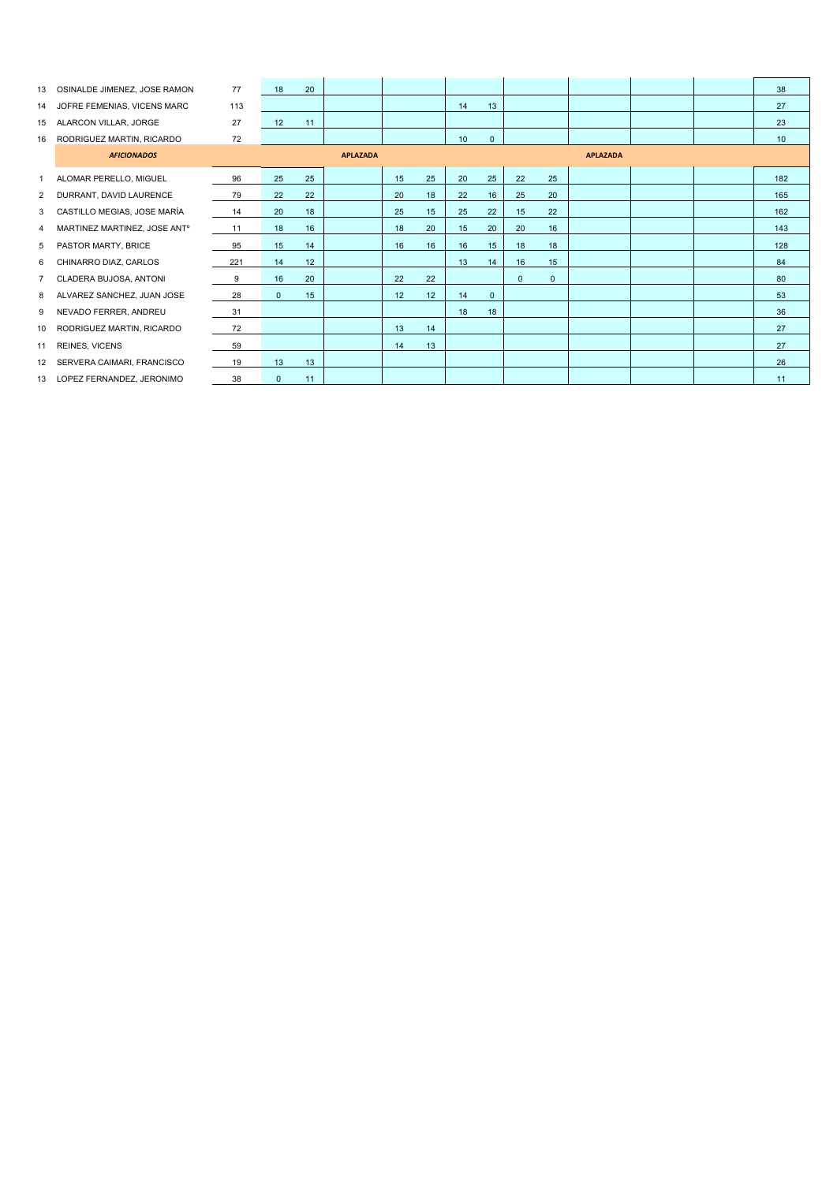| | | | | | | | | | | | | | | | |
|---|---|---|---|---|---|---|---|---|---|---|---|---|---|---|---|
| 13 | OSINALDE JIMENEZ, JOSE RAMON | 77 | 18 | 20 | | | | | | | | | | | 38 |
| 14 | JOFRE FEMENIAS, VICENS MARC | 113 | | | | | | 14 | 13 | | | | | | 27 |
| 15 | ALARCON VILLAR, JORGE | 27 | 12 | 11 | | | | | | | | | | | 23 |
| 16 | RODRIGUEZ MARTIN, RICARDO | 72 | | | | | | 10 | 0 | | | | | | 10 |
| | ***AFICIONADOS*** | | | | **APLAZADA** | | | | | | | **APLAZADA** | | | |
| 1 | ALOMAR PERELLO, MIGUEL | 96 | 25 | 25 | | 15 | 25 | 20 | 25 | 22 | 25 | | | | 182 |
| 2 | DURRANT, DAVID LAURENCE | 79 | 22 | 22 | | 20 | 18 | 22 | 16 | 25 | 20 | | | | 165 |
| 3 | CASTILLO MEGIAS, JOSE MARÍA | 14 | 20 | 18 | | 25 | 15 | 25 | 22 | 15 | 22 | | | | 162 |
| 4 | MARTINEZ MARTINEZ, JOSE ANTº | 11 | 18 | 16 | | 18 | 20 | 15 | 20 | 20 | 16 | | | | 143 |
| 5 | PASTOR MARTY, BRICE | 95 | 15 | 14 | | 16 | 16 | 16 | 15 | 18 | 18 | | | | 128 |
| 6 | CHINARRO DIAZ, CARLOS | 221 | 14 | 12 | | | | 13 | 14 | 16 | 15 | | | | 84 |
| 7 | CLADERA BUJOSA, ANTONI | 9 | 16 | 20 | | 22 | 22 | | | 0 | 0 | | | | 80 |
| 8 | ALVAREZ SANCHEZ, JUAN JOSE | 28 | 0 | 15 | | 12 | 12 | 14 | 0 | | | | | | 53 |
| 9 | NEVADO FERRER, ANDREU | 31 | | | | | | 18 | 18 | | | | | | 36 |
| 10 | RODRIGUEZ MARTIN, RICARDO | 72 | | | | 13 | 14 | | | | | | | | 27 |
| 11 | REINES, VICENS | 59 | | | | 14 | 13 | | | | | | | | 27 |
| 12 | SERVERA CAIMARI, FRANCISCO | 19 | 13 | 13 | | | | | | | | | | | 26 |
| 13 | LOPEZ FERNANDEZ, JERONIMO | 38 | 0 | 11 | | | | | | | | | | | 11 |